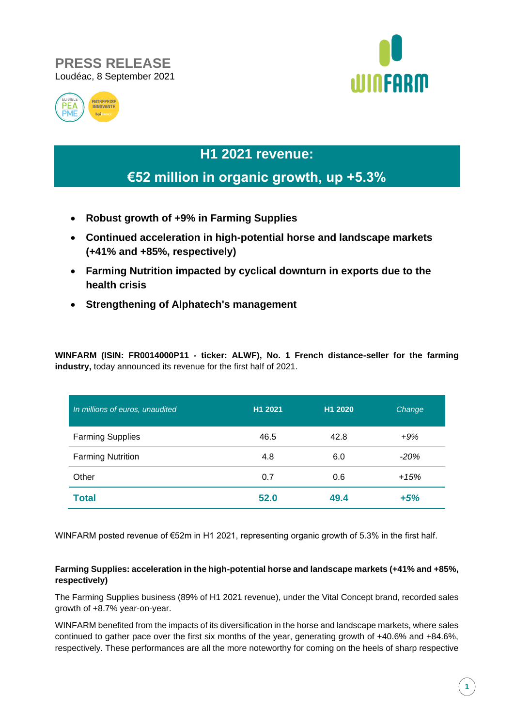**PRESS RELEASE**
Loudéac, 8 September 2021

# H1 2021 revenue:
# €52 million in organic growth, up +5.3%

- **Robust growth of +9% in Farming Supplies**
- **Continued acceleration in high-potential horse and landscape markets (+41% and +85%, respectively)**
- **Farming Nutrition impacted by cyclical downturn in exports due to the health crisis**
- **Strengthening of Alphatech's management**

**WINFARM (ISIN: FR0014000P11 - ticker: ALWF), No. 1 French distance-seller for the farming industry,** today announced its revenue for the first half of 2021.

| *In millions of euros, unaudited* | H1 2021 | H1 2020 | *Change* |
|---|---|---|---|
| Farming Supplies | 46.5 | 42.8 | *+9%* |
| Farming Nutrition | 4.8 | 6.0 | *-20%* |
| Other | 0.7 | 0.6 | *+15%* |
| **Total** | **52.0** | **49.4** | ***+5%*** |

WINFARM posted revenue of €52m in H1 2021, representing organic growth of 5.3% in the first half.

#### Farming Supplies: acceleration in the high-potential horse and landscape markets (+41% and +85%, respectively)

The Farming Supplies business (89% of H1 2021 revenue), under the Vital Concept brand, recorded sales growth of +8.7% year-on-year.

WINFARM benefited from the impacts of its diversification in the horse and landscape markets, where sales continued to gather pace over the first six months of the year, generating growth of +40.6% and +84.6%, respectively. These performances are all the more noteworthy for coming on the heels of sharp respective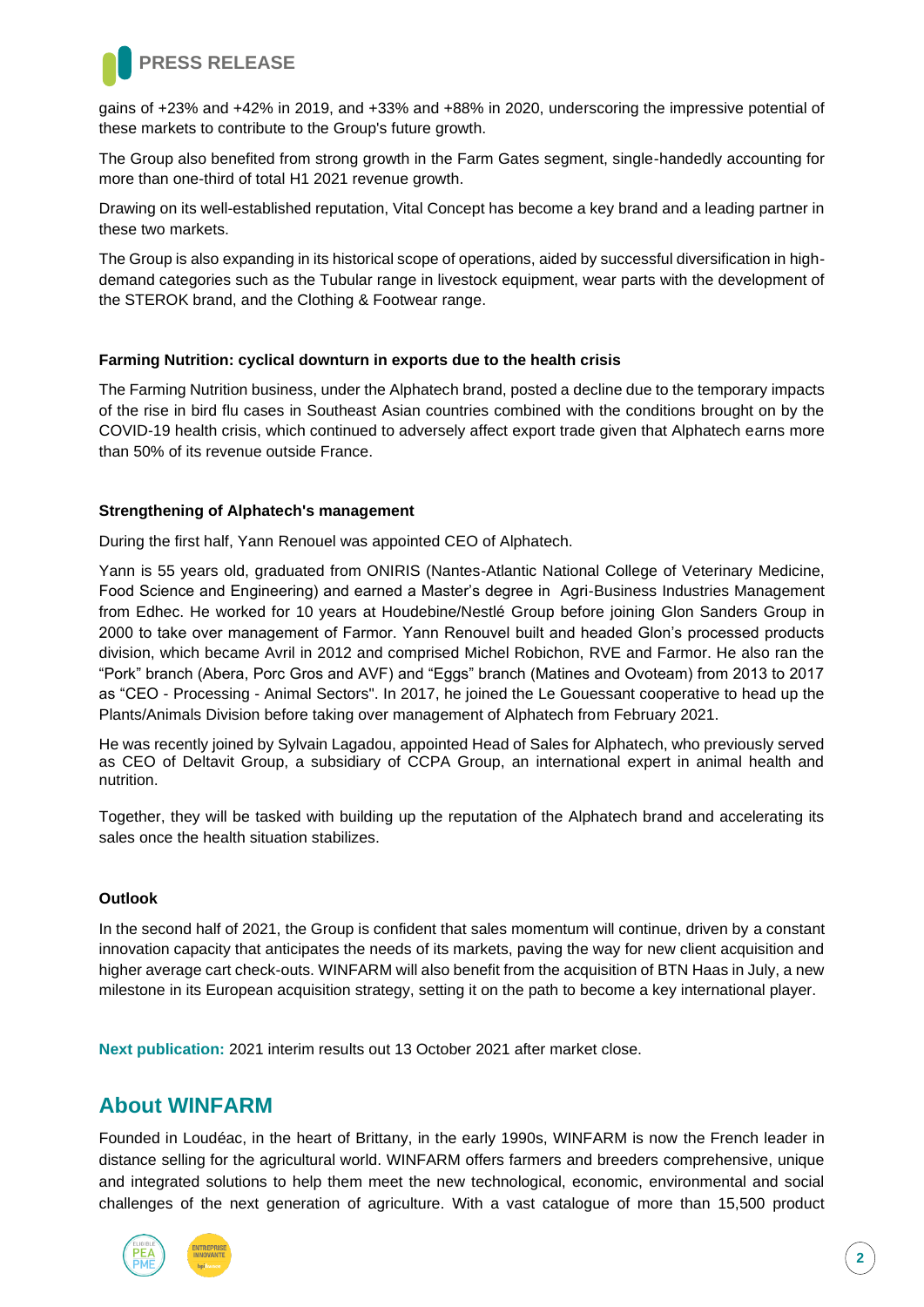gains of +23% and +42% in 2019, and +33% and +88% in 2020, underscoring the impressive potential of these markets to contribute to the Group's future growth.

The Group also benefited from strong growth in the Farm Gates segment, single-handedly accounting for more than one-third of total H1 2021 revenue growth.

Drawing on its well-established reputation, Vital Concept has become a key brand and a leading partner in these two markets.

The Group is also expanding in its historical scope of operations, aided by successful diversification in high-demand categories such as the Tubular range in livestock equipment, wear parts with the development of the STEROK brand, and the Clothing & Footwear range.

**Farming Nutrition: cyclical downturn in exports due to the health crisis**

The Farming Nutrition business, under the Alphatech brand, posted a decline due to the temporary impacts of the rise in bird flu cases in Southeast Asian countries combined with the conditions brought on by the COVID-19 health crisis, which continued to adversely affect export trade given that Alphatech earns more than 50% of its revenue outside France.

**Strengthening of Alphatech's management**

During the first half, Yann Renouel was appointed CEO of Alphatech.

Yann is 55 years old, graduated from ONIRIS (Nantes-Atlantic National College of Veterinary Medicine, Food Science and Engineering) and earned a Master's degree in Agri-Business Industries Management from Edhec. He worked for 10 years at Houdebine/Nestlé Group before joining Glon Sanders Group in 2000 to take over management of Farmor. Yann Renouvel built and headed Glon's processed products division, which became Avril in 2012 and comprised Michel Robichon, RVE and Farmor. He also ran the "Pork" branch (Abera, Porc Gros and AVF) and "Eggs" branch (Matines and Ovoteam) from 2013 to 2017 as "CEO - Processing - Animal Sectors". In 2017, he joined the Le Gouessant cooperative to head up the Plants/Animals Division before taking over management of Alphatech from February 2021.

He was recently joined by Sylvain Lagadou, appointed Head of Sales for Alphatech, who previously served as CEO of Deltavit Group, a subsidiary of CCPA Group, an international expert in animal health and nutrition.

Together, they will be tasked with building up the reputation of the Alphatech brand and accelerating its sales once the health situation stabilizes.

**Outlook**

In the second half of 2021, the Group is confident that sales momentum will continue, driven by a constant innovation capacity that anticipates the needs of its markets, paving the way for new client acquisition and higher average cart check-outs. WINFARM will also benefit from the acquisition of BTN Haas in July, a new milestone in its European acquisition strategy, setting it on the path to become a key international player.

**Next publication:** 2021 interim results out 13 October 2021 after market close.

## About WINFARM

Founded in Loudéac, in the heart of Brittany, in the early 1990s, WINFARM is now the French leader in distance selling for the agricultural world. WINFARM offers farmers and breeders comprehensive, unique and integrated solutions to help them meet the new technological, economic, environmental and social challenges of the next generation of agriculture. With a vast catalogue of more than 15,500 product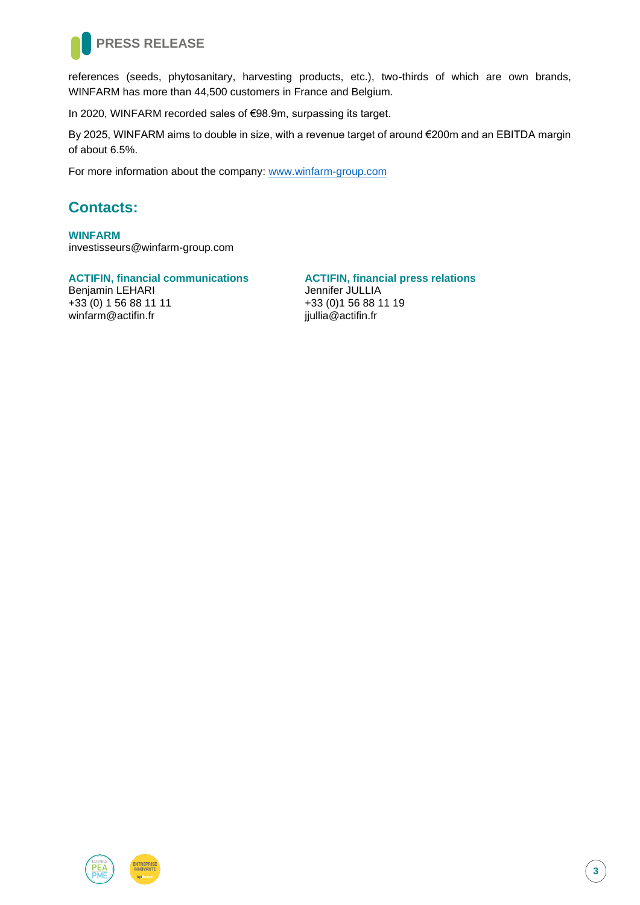references (seeds, phytosanitary, harvesting products, etc.), two-thirds of which are own brands, WINFARM has more than 44,500 customers in France and Belgium.

In 2020, WINFARM recorded sales of €98.9m, surpassing its target.

By 2025, WINFARM aims to double in size, with a revenue target of around €200m and an EBITDA margin of about 6.5%.

For more information about the company: [www.winfarm-group.com](http://www.winfarm-group.com)

## Contacts:

**WINFARM**
investisseurs@winfarm-group.com

**ACTIFIN, financial communications**
Benjamin LEHARI
+33 (0) 1 56 88 11 11
winfarm@actifin.fr

**ACTIFIN, financial press relations**
Jennifer JULLIA
+33 (0)1 56 88 11 19
jjullia@actifin.fr